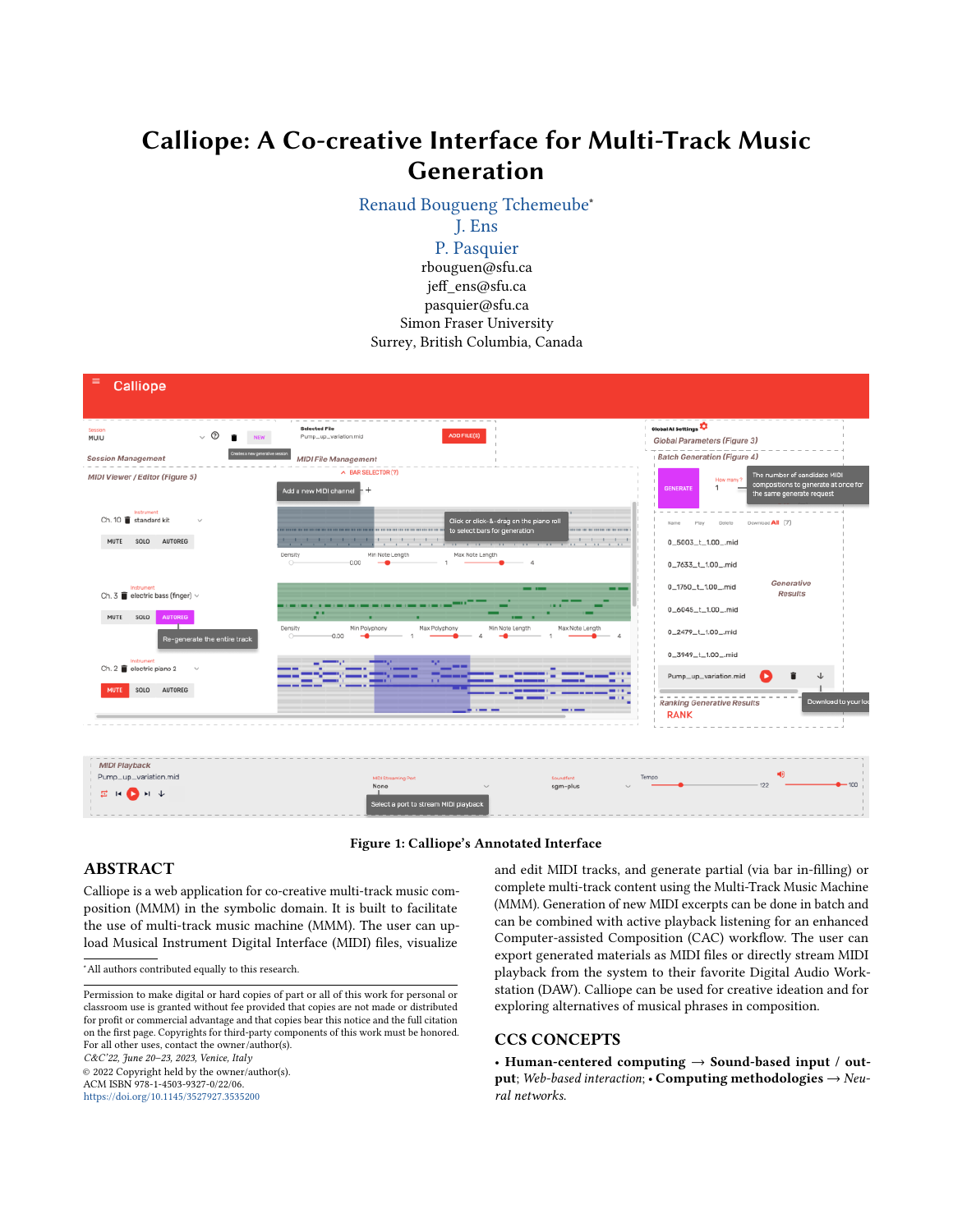# Calliope: A Co-creative Interface for Multi-Track Music Generation

Renaud Bougueng Tchemeube*
J. Ens
P. Pasquier
rbouguen@sfu.ca
jeff_ens@sfu.ca
pasquier@sfu.ca
Simon Fraser University
Surrey, British Columbia, Canada

**Figure 1: Calliope's Annotated Interface**

## ABSTRACT

Calliope is a web application for co-creative multi-track music composition (MMM) in the symbolic domain. It is built to facilitate the use of multi-track music machine (MMM). The user can upload Musical Instrument Digital Interface (MIDI) files, visualize and edit MIDI tracks, and generate partial (via bar in-filling) or complete multi-track content using the Multi-Track Music Machine (MMM). Generation of new MIDI excerpts can be done in batch and can be combined with active playback listening for an enhanced Computer-assisted Composition (CAC) workflow. The user can export generated materials as MIDI files or directly stream MIDI playback from the system to their favorite Digital Audio Workstation (DAW). Calliope can be used for creative ideation and for exploring alternatives of musical phrases in composition.

## CCS CONCEPTS

• **Human-centered computing** → **Sound-based input / output**; *Web-based interaction*; • **Computing methodologies** → *Neural networks.*

*All authors contributed equally to this research.

Permission to make digital or hard copies of part or all of this work for personal or classroom use is granted without fee provided that copies are not made or distributed for profit or commercial advantage and that copies bear this notice and the full citation on the first page. Copyrights for third-party components of this work must be honored. For all other uses, contact the owner/author(s).
*C&C'22, June 20–23, 2023, Venice, Italy*
© 2022 Copyright held by the owner/author(s).
ACM ISBN 978-1-4503-9327-0/22/06.
https://doi.org/10.1145/3527927.3535200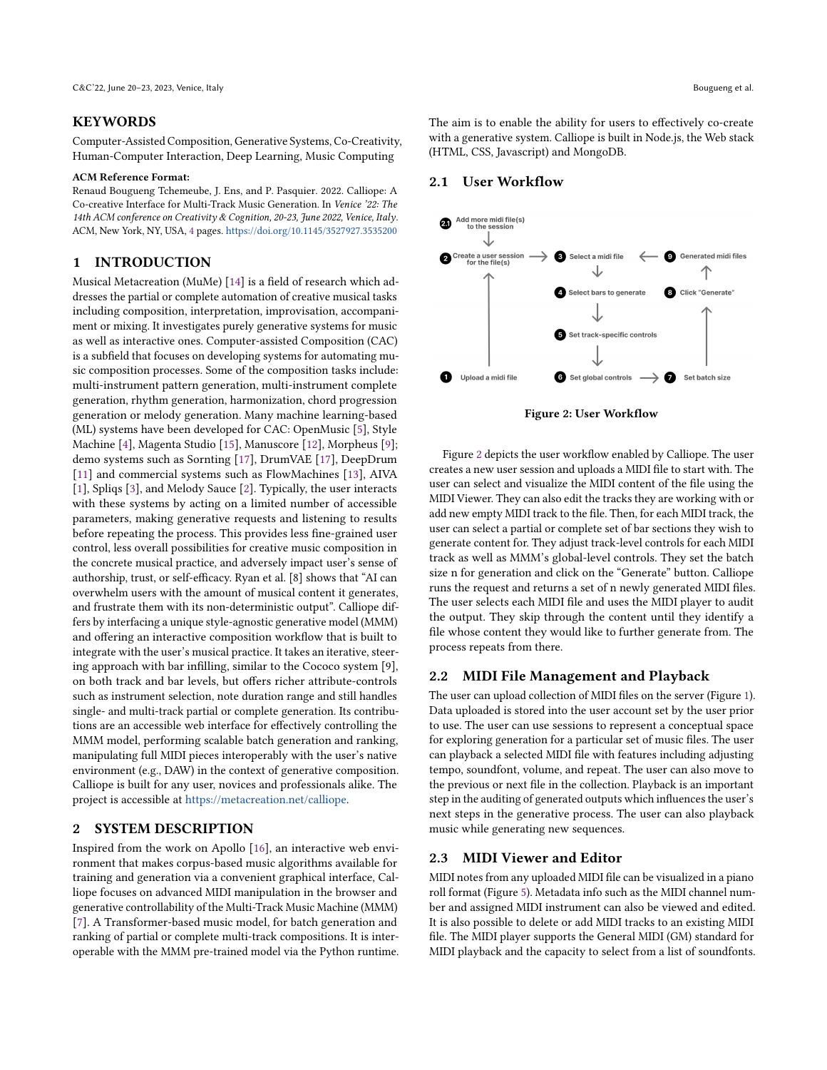## KEYWORDS

Computer-Assisted Composition, Generative Systems, Co-Creativity, Human-Computer Interaction, Deep Learning, Music Computing

**ACM Reference Format:**

Renaud Bougueng Tchemeube, J. Ens, and P. Pasquier. 2022. Calliope: A Co-creative Interface for Multi-Track Music Generation. In *Venice '22: The 14th ACM conference on Creativity & Cognition, 20-23, June 2022, Venice, Italy.* ACM, New York, NY, USA, 4 pages. https://doi.org/10.1145/3527927.3535200

## 1 INTRODUCTION

Musical Metacreation (MuMe) [14] is a field of research which addresses the partial or complete automation of creative musical tasks including composition, interpretation, improvisation, accompaniment or mixing. It investigates purely generative systems for music as well as interactive ones. Computer-assisted Composition (CAC) is a subfield that focuses on developing systems for automating music composition processes. Some of the composition tasks include: multi-instrument pattern generation, multi-instrument complete generation, rhythm generation, harmonization, chord progression generation or melody generation. Many machine learning-based (ML) systems have been developed for CAC: OpenMusic [5], Style Machine [4], Magenta Studio [15], Manuscore [12], Morpheus [9]; demo systems such as Sornting [17], DrumVAE [17], DeepDrum [11] and commercial systems such as FlowMachines [13], AIVA [1], Spliqs [3], and Melody Sauce [2]. Typically, the user interacts with these systems by acting on a limited number of accessible parameters, making generative requests and listening to results before repeating the process. This provides less fine-grained user control, less overall possibilities for creative music composition in the concrete musical practice, and adversely impact user's sense of authorship, trust, or self-efficacy. Ryan et al. [8] shows that "AI can overwhelm users with the amount of musical content it generates, and frustrate them with its non-deterministic output". Calliope differs by interfacing a unique style-agnostic generative model (MMM) and offering an interactive composition workflow that is built to integrate with the user's musical practice. It takes an iterative, steering approach with bar infilling, similar to the Cococo system [9], on both track and bar levels, but offers richer attribute-controls such as instrument selection, note duration range and still handles single- and multi-track partial or complete generation. Its contributions are an accessible web interface for effectively controlling the MMM model, performing scalable batch generation and ranking, manipulating full MIDI pieces interoperably with the user's native environment (e.g., DAW) in the context of generative composition. Calliope is built for any user, novices and professionals alike. The project is accessible at https://metacreation.net/calliope.

## 2 SYSTEM DESCRIPTION

Inspired from the work on Apollo [16], an interactive web environment that makes corpus-based music algorithms available for training and generation via a convenient graphical interface, Calliope focuses on advanced MIDI manipulation in the browser and generative controllability of the Multi-Track Music Machine (MMM) [7]. A Transformer-based music model, for batch generation and ranking of partial or complete multi-track compositions. It is interoperable with the MMM pre-trained model via the Python runtime. The aim is to enable the ability for users to effectively co-create with a generative system. Calliope is built in Node.js, the Web stack (HTML, CSS, Javascript) and MongoDB.

### 2.1 User Workflow

2.1 Add more midi file(s) to the session

2 Create a user session for the file(s) → 3 Select a midi file ← 9 Generated midi files

4 Select bars to generate — 8 Click "Generate"

5 Set track-specific controls

1 Upload a midi file — 6 Set global controls → 7 Set batch size

**Figure 2: User Workflow**

Figure 2 depicts the user workflow enabled by Calliope. The user creates a new user session and uploads a MIDI file to start with. The user can select and visualize the MIDI content of the file using the MIDI Viewer. They can also edit the tracks they are working with or add new empty MIDI track to the file. Then, for each MIDI track, the user can select a partial or complete set of bar sections they wish to generate content for. They adjust track-level controls for each MIDI track as well as MMM's global-level controls. They set the batch size n for generation and click on the "Generate" button. Calliope runs the request and returns a set of n newly generated MIDI files. The user selects each MIDI file and uses the MIDI player to audit the output. They skip through the content until they identify a file whose content they would like to further generate from. The process repeats from there.

### 2.2 MIDI File Management and Playback

The user can upload collection of MIDI files on the server (Figure 1). Data uploaded is stored into the user account set by the user prior to use. The user can use sessions to represent a conceptual space for exploring generation for a particular set of music files. The user can playback a selected MIDI file with features including adjusting tempo, soundfont, volume, and repeat. The user can also move to the previous or next file in the collection. Playback is an important step in the auditing of generated outputs which influences the user's next steps in the generative process. The user can also playback music while generating new sequences.

### 2.3 MIDI Viewer and Editor

MIDI notes from any uploaded MIDI file can be visualized in a piano roll format (Figure 5). Metadata info such as the MIDI channel number and assigned MIDI instrument can also be viewed and edited. It is also possible to delete or add MIDI tracks to an existing MIDI file. The MIDI player supports the General MIDI (GM) standard for MIDI playback and the capacity to select from a list of soundfonts.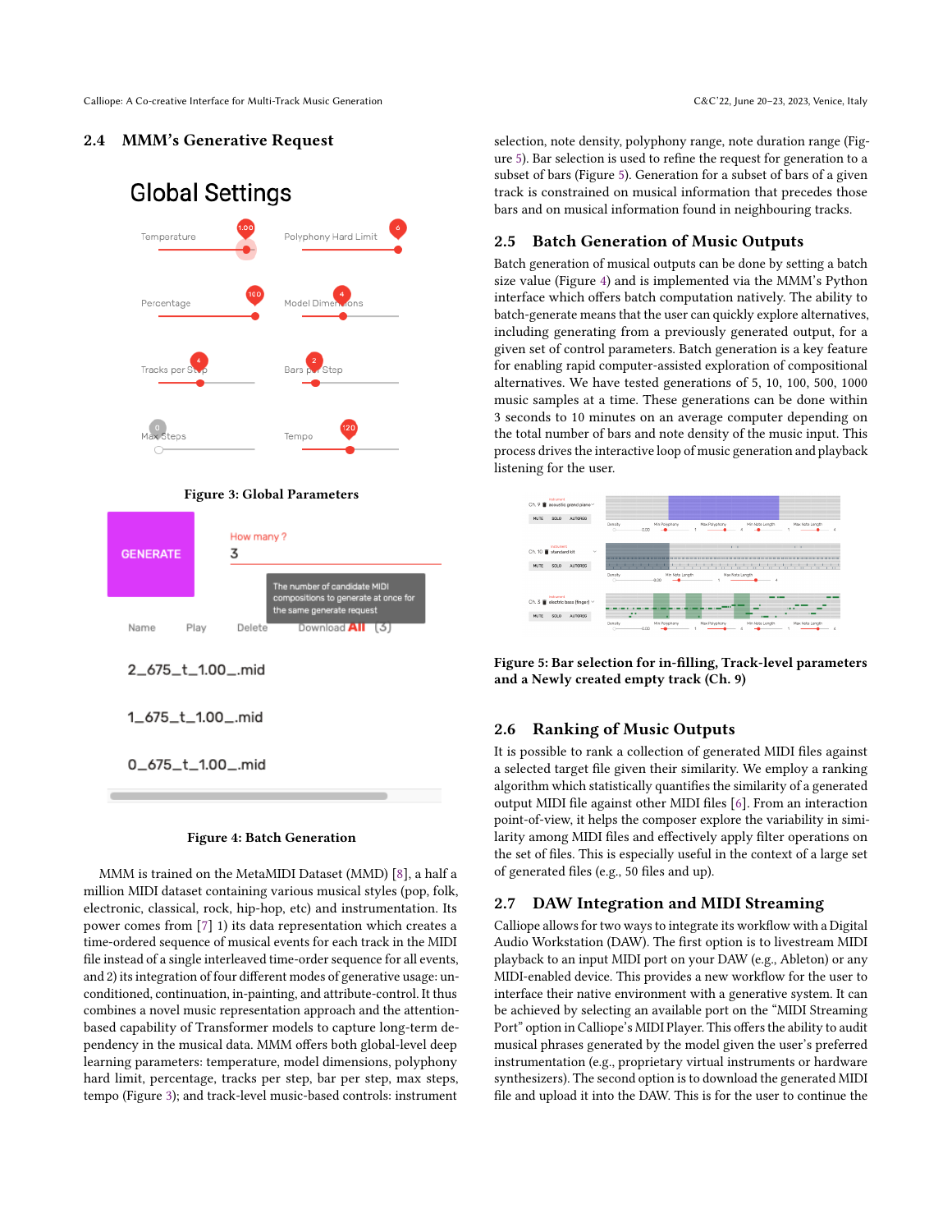## 2.4 MMM's Generative Request

Figure 3: Global Parameters

Figure 4: Batch Generation

MMM is trained on the MetaMIDI Dataset (MMD) [8], a half a million MIDI dataset containing various musical styles (pop, folk, electronic, classical, rock, hip-hop, etc) and instrumentation. Its power comes from [7] 1) its data representation which creates a time-ordered sequence of musical events for each track in the MIDI file instead of a single interleaved time-order sequence for all events, and 2) its integration of four different modes of generative usage: unconditioned, continuation, in-painting, and attribute-control. It thus combines a novel music representation approach and the attention-based capability of Transformer models to capture long-term dependency in the musical data. MMM offers both global-level deep learning parameters: temperature, model dimensions, polyphony hard limit, percentage, tracks per step, bar per step, max steps, tempo (Figure 3); and track-level music-based controls: instrument selection, note density, polyphony range, note duration range (Figure 5). Bar selection is used to refine the request for generation to a subset of bars (Figure 5). Generation for a subset of bars of a given track is constrained on musical information that precedes those bars and on musical information found in neighbouring tracks.

## 2.5 Batch Generation of Music Outputs

Batch generation of musical outputs can be done by setting a batch size value (Figure 4) and is implemented via the MMM's Python interface which offers batch computation natively. The ability to batch-generate means that the user can quickly explore alternatives, including generating from a previously generated output, for a given set of control parameters. Batch generation is a key feature for enabling rapid computer-assisted exploration of compositional alternatives. We have tested generations of 5, 10, 100, 500, 1000 music samples at a time. These generations can be done within 3 seconds to 10 minutes on an average computer depending on the total number of bars and note density of the music input. This process drives the interactive loop of music generation and playback listening for the user.

Figure 5: Bar selection for in-filling, Track-level parameters and a Newly created empty track (Ch. 9)

## 2.6 Ranking of Music Outputs

It is possible to rank a collection of generated MIDI files against a selected target file given their similarity. We employ a ranking algorithm which statistically quantifies the similarity of a generated output MIDI file against other MIDI files [6]. From an interaction point-of-view, it helps the composer explore the variability in similarity among MIDI files and effectively apply filter operations on the set of files. This is especially useful in the context of a large set of generated files (e.g., 50 files and up).

## 2.7 DAW Integration and MIDI Streaming

Calliope allows for two ways to integrate its workflow with a Digital Audio Workstation (DAW). The first option is to livestream MIDI playback to an input MIDI port on your DAW (e.g., Ableton) or any MIDI-enabled device. This provides a new workflow for the user to interface their native environment with a generative system. It can be achieved by selecting an available port on the "MIDI Streaming Port" option in Calliope's MIDI Player. This offers the ability to audit musical phrases generated by the model given the user's preferred instrumentation (e.g., proprietary virtual instruments or hardware synthesizers). The second option is to download the generated MIDI file and upload it into the DAW. This is for the user to continue the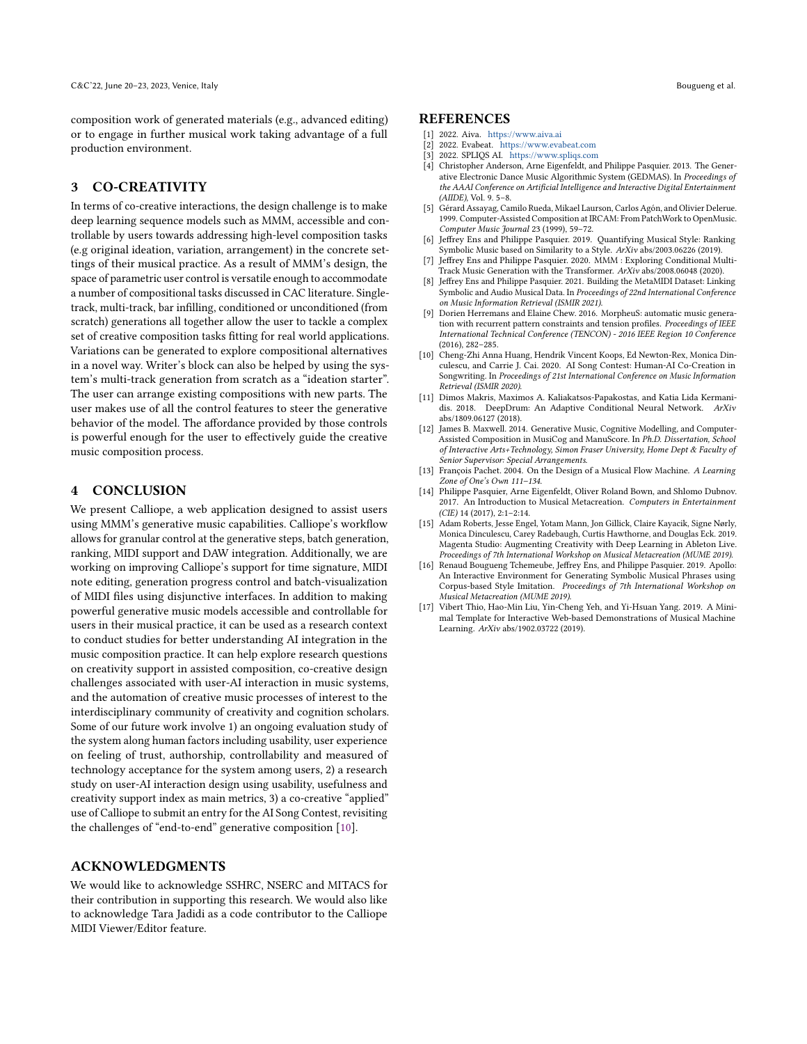composition work of generated materials (e.g., advanced editing) or to engage in further musical work taking advantage of a full production environment.

## 3 CO-CREATIVITY

In terms of co-creative interactions, the design challenge is to make deep learning sequence models such as MMM, accessible and controllable by users towards addressing high-level composition tasks (e.g original ideation, variation, arrangement) in the concrete settings of their musical practice. As a result of MMM's design, the space of parametric user control is versatile enough to accommodate a number of compositional tasks discussed in CAC literature. Single-track, multi-track, bar infilling, conditioned or unconditioned (from scratch) generations all together allow the user to tackle a complex set of creative composition tasks fitting for real world applications. Variations can be generated to explore compositional alternatives in a novel way. Writer's block can also be helped by using the system's multi-track generation from scratch as a "ideation starter". The user can arrange existing compositions with new parts. The user makes use of all the control features to steer the generative behavior of the model. The affordance provided by those controls is powerful enough for the user to effectively guide the creative music composition process.

## 4 CONCLUSION

We present Calliope, a web application designed to assist users using MMM's generative music capabilities. Calliope's workflow allows for granular control at the generative steps, batch generation, ranking, MIDI support and DAW integration. Additionally, we are working on improving Calliope's support for time signature, MIDI note editing, generation progress control and batch-visualization of MIDI files using disjunctive interfaces. In addition to making powerful generative music models accessible and controllable for users in their musical practice, it can be used as a research context to conduct studies for better understanding AI integration in the music composition practice. It can help explore research questions on creativity support in assisted composition, co-creative design challenges associated with user-AI interaction in music systems, and the automation of creative music processes of interest to the interdisciplinary community of creativity and cognition scholars. Some of our future work involve 1) an ongoing evaluation study of the system along human factors including usability, user experience on feeling of trust, authorship, controllability and measured of technology acceptance for the system among users, 2) a research study on user-AI interaction design using usability, usefulness and creativity support index as main metrics, 3) a co-creative "applied" use of Calliope to submit an entry for the AI Song Contest, revisiting the challenges of "end-to-end" generative composition [10].

## ACKNOWLEDGMENTS

We would like to acknowledge SSHRC, NSERC and MITACS for their contribution in supporting this research. We would also like to acknowledge Tara Jadidi as a code contributor to the Calliope MIDI Viewer/Editor feature.

## REFERENCES

[1] 2022. Aiva. https://www.aiva.ai

[2] 2022. Evabeat. https://www.evabeat.com

[3] 2022. SPLIQS AI. https://www.spliqs.com

[4] Christopher Anderson, Arne Eigenfeldt, and Philippe Pasquier. 2013. The Generative Electronic Dance Music Algorithmic System (GEDMAS). In *Proceedings of the AAAI Conference on Artificial Intelligence and Interactive Digital Entertainment (AIIDE)*, Vol. 9. 5–8.

[5] Gérard Assayag, Camilo Rueda, Mikael Laurson, Carlos Agón, and Olivier Delerue. 1999. Computer-Assisted Composition at IRCAM: From PatchWork to OpenMusic. *Computer Music Journal* 23 (1999), 59–72.

[6] Jeffrey Ens and Philippe Pasquier. 2019. Quantifying Musical Style: Ranking Symbolic Music based on Similarity to a Style. *ArXiv* abs/2003.06226 (2019).

[7] Jeffrey Ens and Philippe Pasquier. 2020. MMM : Exploring Conditional Multi-Track Music Generation with the Transformer. *ArXiv* abs/2008.06048 (2020).

[8] Jeffrey Ens and Philippe Pasquier. 2021. Building the MetaMIDI Dataset: Linking Symbolic and Audio Musical Data. In *Proceedings of 22nd International Conference on Music Information Retrieval (ISMIR 2021)*.

[9] Dorien Herremans and Elaine Chew. 2016. MorpheuS: automatic music generation with recurrent pattern constraints and tension profiles. *Proceedings of IEEE International Technical Conference (TENCON) - 2016 IEEE Region 10 Conference* (2016), 282–285.

[10] Cheng-Zhi Anna Huang, Hendrik Vincent Koops, Ed Newton-Rex, Monica Dinculescu, and Carrie J. Cai. 2020. AI Song Contest: Human-AI Co-Creation in Songwriting. In *Proceedings of 21st International Conference on Music Information Retrieval (ISMIR 2020)*.

[11] Dimos Makris, Maximos A. Kaliakatsos-Papakostas, and Katia Lida Kermanidis. 2018. DeepDrum: An Adaptive Conditional Neural Network. *ArXiv* abs/1809.06127 (2018).

[12] James B. Maxwell. 2014. Generative Music, Cognitive Modelling, and Computer-Assisted Composition in MusiCog and ManuScore. In *Ph.D. Dissertation, School of Interactive Arts+Technology, Simon Fraser University, Home Dept & Faculty of Senior Supervisor: Special Arrangements*.

[13] François Pachet. 2004. On the Design of a Musical Flow Machine. *A Learning Zone of One's Own 111–134*.

[14] Philippe Pasquier, Arne Eigenfeldt, Oliver Roland Bown, and Shlomo Dubnov. 2017. An Introduction to Musical Metacreation. *Computers in Entertainment (CIE)* 14 (2017), 2:1–2:14.

[15] Adam Roberts, Jesse Engel, Yotam Mann, Jon Gillick, Claire Kayacik, Signe Nørly, Monica Dinculescu, Carey Radebaugh, Curtis Hawthorne, and Douglas Eck. 2019. Magenta Studio: Augmenting Creativity with Deep Learning in Ableton Live. *Proceedings of 7th International Workshop on Musical Metacreation (MUME 2019)*.

[16] Renaud Bougueng Tchemeube, Jeffrey Ens, and Philippe Pasquier. 2019. Apollo: An Interactive Environment for Generating Symbolic Musical Phrases using Corpus-based Style Imitation. *Proceedings of 7th International Workshop on Musical Metacreation (MUME 2019)*.

[17] Vibert Thio, Hao-Min Liu, Yin-Cheng Yeh, and Yi-Hsuan Yang. 2019. A Minimal Template for Interactive Web-based Demonstrations of Musical Machine Learning. *ArXiv* abs/1902.03722 (2019).